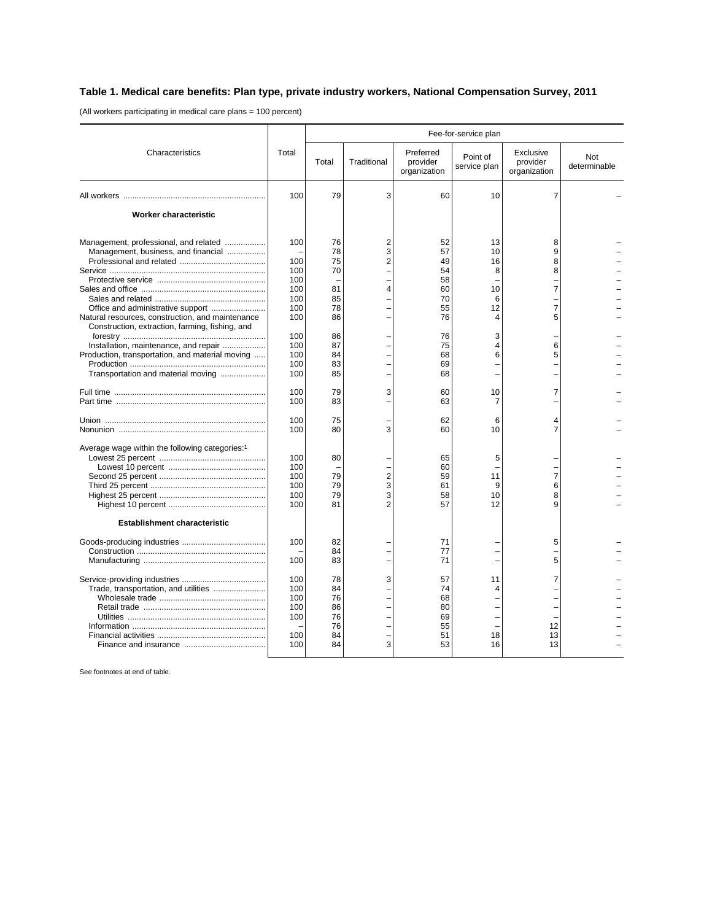# Table 1. Medical care benefits: Plan type, private industry workers, National Compensation Survey, 2011

(All workers participating in medical care plans = 100 percent)

| Characteristics | Total | Fee-for-service plan | | | | | |
|---|---|---|---|---|---|---|---|
| | | Total | Traditional | Preferred provider organization | Point of service plan | Exclusive provider organization | Not determinable |
| All workers | 100 | 79 | 3 | 60 | 10 | 7 | – |
| **Worker characteristic** | | | | | | | |
| Management, professional, and related | 100 | 76 | 2 | 52 | 13 | 8 | – |
| Management, business, and financial | – | 78 | 3 | 57 | 10 | 9 | – |
| Professional and related | 100 | 75 | 2 | 49 | 16 | 8 | – |
| Service | 100 | 70 | – | 54 | 8 | 8 | – |
| Protective service | 100 | – | – | 58 | – | – | – |
| Sales and office | 100 | 81 | 4 | 60 | 10 | 7 | – |
| Sales and related | 100 | 85 | – | 70 | 6 | – | – |
| Office and administrative support | 100 | 78 | – | 55 | 12 | 7 | – |
| Natural resources, construction, and maintenance | 100 | 86 | – | 76 | 4 | 5 | – |
| Construction, extraction, farming, fishing, and forestry | 100 | 86 | – | 76 | 3 | – | – |
| Installation, maintenance, and repair | 100 | 87 | – | 75 | 4 | 6 | – |
| Production, transportation, and material moving | 100 | 84 | – | 68 | 6 | 5 | – |
| Production | 100 | 83 | – | 69 | – | – | – |
| Transportation and material moving | 100 | 85 | – | 68 | – | – | – |
| Full time | 100 | 79 | 3 | 60 | 10 | 7 | – |
| Part time | 100 | 83 | – | 63 | 7 | – | – |
| Union | 100 | 75 | – | 62 | 6 | 4 | – |
| Nonunion | 100 | 80 | 3 | 60 | 10 | 7 | – |
| Average wage within the following categories:[1] | | | | | | | |
| Lowest 25 percent | 100 | 80 | – | 65 | 5 | – | – |
| Lowest 10 percent | 100 | – | – | 60 | – | – | – |
| Second 25 percent | 100 | 79 | 2 | 59 | 11 | 7 | – |
| Third 25 percent | 100 | 79 | 3 | 61 | 9 | 6 | – |
| Highest 25 percent | 100 | 79 | 3 | 58 | 10 | 8 | – |
| Highest 10 percent | 100 | 81 | 2 | 57 | 12 | 9 | – |
| **Establishment characteristic** | | | | | | | |
| Goods-producing industries | 100 | 82 | – | 71 | – | 5 | – |
| Construction | – | 84 | – | 77 | – | – | – |
| Manufacturing | 100 | 83 | – | 71 | – | 5 | – |
| Service-providing industries | 100 | 78 | 3 | 57 | 11 | 7 | – |
| Trade, transportation, and utilities | 100 | 84 | – | 74 | 4 | – | – |
| Wholesale trade | 100 | 76 | – | 68 | – | – | – |
| Retail trade | 100 | 86 | – | 80 | – | – | – |
| Utilities | 100 | 76 | – | 69 | – | – | – |
| Information | – | 76 | – | 55 | – | 12 | – |
| Financial activities | 100 | 84 | – | 51 | 18 | 13 | – |
| Finance and insurance | 100 | 84 | 3 | 53 | 16 | 13 | – |

See footnotes at end of table.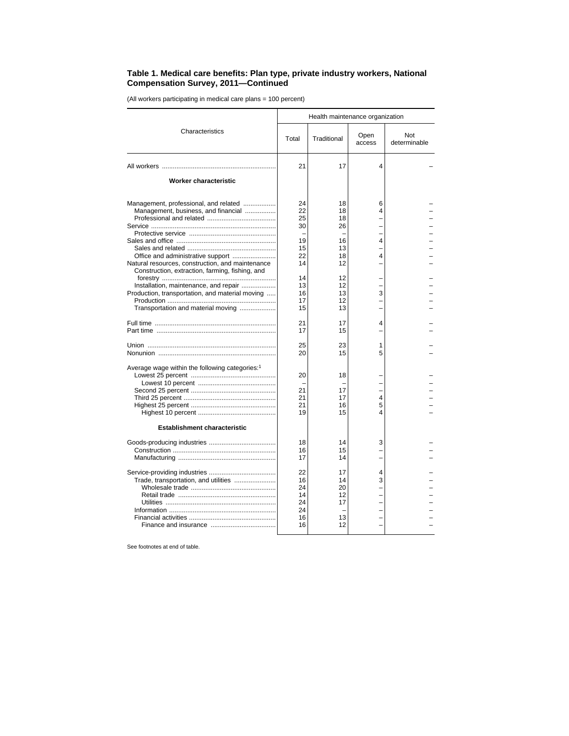## Table 1. Medical care benefits: Plan type, private industry workers, National Compensation Survey, 2011—Continued

(All workers participating in medical care plans = 100 percent)

| Characteristics | Health maintenance organization | | | |
|---|---|---|---|---|
| | Total | Traditional | Open access | Not determinable |
| All workers | 21 | 17 | 4 | – |
| **Worker characteristic** | | | | |
| Management, professional, and related | 24 | 18 | 6 | – |
| Management, business, and financial | 22 | 18 | 4 | – |
| Professional and related | 25 | 18 | – | – |
| Service | 30 | 26 | – | – |
| Protective service | – | – | – | – |
| Sales and office | 19 | 16 | 4 | – |
| Sales and related | 15 | 13 | – | – |
| Office and administrative support | 22 | 18 | 4 | – |
| Natural resources, construction, and maintenance | 14 | 12 | – | – |
| Construction, extraction, farming, fishing, and forestry | 14 | 12 | – | – |
| Installation, maintenance, and repair | 13 | 12 | – | – |
| Production, transportation, and material moving | 16 | 13 | 3 | – |
| Production | 17 | 12 | – | – |
| Transportation and material moving | 15 | 13 | – | – |
| Full time | 21 | 17 | 4 | – |
| Part time | 17 | 15 | – | – |
| Union | 25 | 23 | 1 | – |
| Nonunion | 20 | 15 | 5 | – |
| Average wage within the following categories:[1] | | | | |
| Lowest 25 percent | 20 | 18 | – | – |
| Lowest 10 percent | – | – | – | – |
| Second 25 percent | 21 | 17 | – | – |
| Third 25 percent | 21 | 17 | 4 | – |
| Highest 25 percent | 21 | 16 | 5 | – |
| Highest 10 percent | 19 | 15 | 4 | – |
| **Establishment characteristic** | | | | |
| Goods-producing industries | 18 | 14 | 3 | – |
| Construction | 16 | 15 | – | – |
| Manufacturing | 17 | 14 | – | – |
| Service-providing industries | 22 | 17 | 4 | – |
| Trade, transportation, and utilities | 16 | 14 | 3 | – |
| Wholesale trade | 24 | 20 | – | – |
| Retail trade | 14 | 12 | – | – |
| Utilities | 24 | 17 | – | – |
| Information | 24 | – | – | – |
| Financial activities | 16 | 13 | – | – |
| Finance and insurance | 16 | 12 | – | – |

See footnotes at end of table.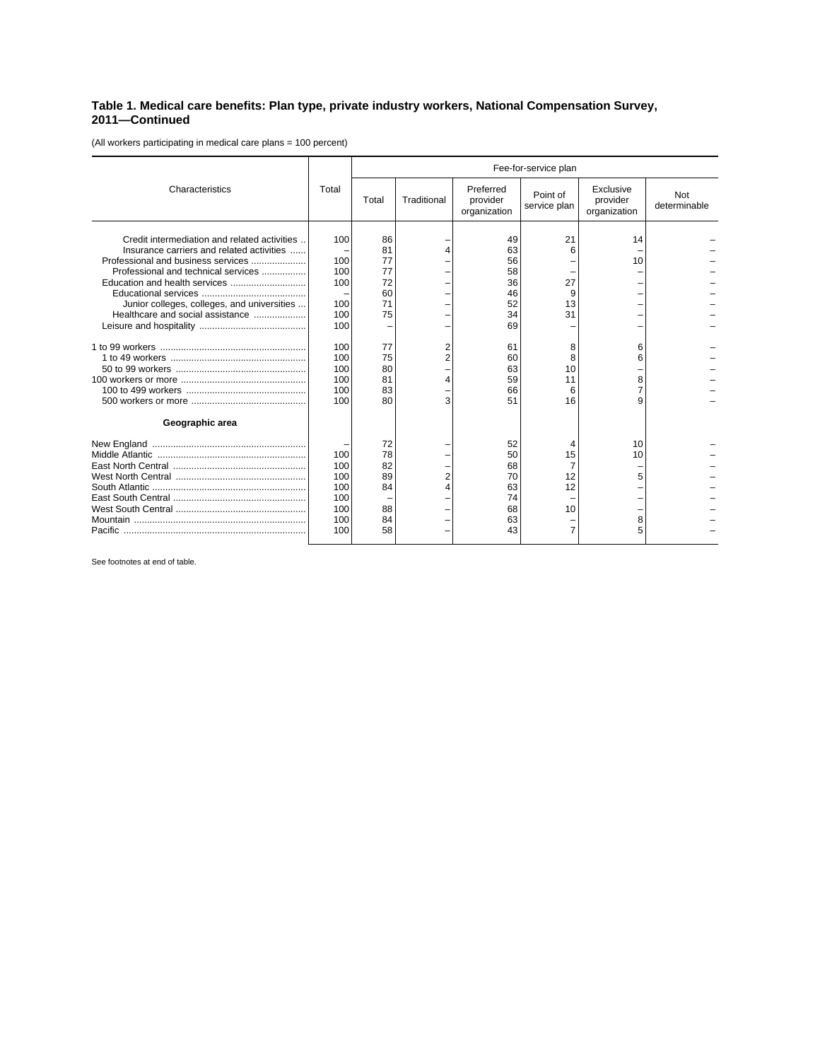## Table 1. Medical care benefits: Plan type, private industry workers, National Compensation Survey, 2011—Continued

(All workers participating in medical care plans = 100 percent)

| Characteristics | Total | Fee-for-service plan | | | | | |
|---|---|---|---|---|---|---|---|
| | | Total | Traditional | Preferred provider organization | Point of service plan | Exclusive provider organization | Not determinable |
| Credit intermediation and related activities | 100 | 86 | – | 49 | 21 | 14 | – |
| Insurance carriers and related activities | – | 81 | 4 | 63 | 6 | – | – |
| Professional and business services | 100 | 77 | – | 56 | – | 10 | – |
| Professional and technical services | 100 | 77 | – | 58 | – | – | – |
| Education and health services | 100 | 72 | – | 36 | 27 | – | – |
| Educational services | – | 60 | – | 46 | 9 | – | – |
| Junior colleges, colleges, and universities | 100 | 71 | – | 52 | 13 | – | – |
| Healthcare and social assistance | 100 | 75 | – | 34 | 31 | – | – |
| Leisure and hospitality | 100 | – | – | 69 | – | – | – |
| 1 to 99 workers | 100 | 77 | 2 | 61 | 8 | 6 | – |
| 1 to 49 workers | 100 | 75 | 2 | 60 | 8 | 6 | – |
| 50 to 99 workers | 100 | 80 | – | 63 | 10 | – | – |
| 100 workers or more | 100 | 81 | 4 | 59 | 11 | 8 | – |
| 100 to 499 workers | 100 | 83 | – | 66 | 6 | 7 | – |
| 500 workers or more | 100 | 80 | 3 | 51 | 16 | 9 | – |
| **Geographic area** | | | | | | | |
| New England | – | 72 | – | 52 | 4 | 10 | – |
| Middle Atlantic | 100 | 78 | – | 50 | 15 | 10 | – |
| East North Central | 100 | 82 | – | 68 | 7 | – | – |
| West North Central | 100 | 89 | 2 | 70 | 12 | 5 | – |
| South Atlantic | 100 | 84 | 4 | 63 | 12 | – | – |
| East South Central | 100 | – | – | 74 | – | – | – |
| West South Central | 100 | 88 | – | 68 | 10 | – | – |
| Mountain | 100 | 84 | – | 63 | – | 8 | – |
| Pacific | 100 | 58 | – | 43 | 7 | 5 | – |

See footnotes at end of table.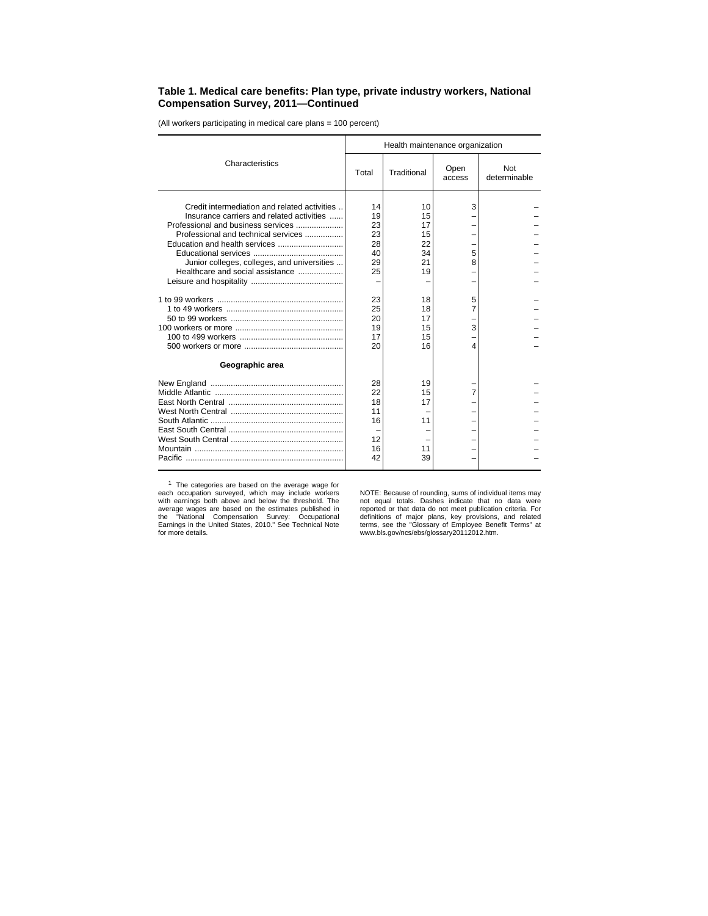## Table 1. Medical care benefits: Plan type, private industry workers, National Compensation Survey, 2011—Continued

(All workers participating in medical care plans = 100 percent)

| Characteristics | Health maintenance organization | | | |
|---|---|---|---|---|
| | Total | Traditional | Open access | Not determinable |
| Credit intermediation and related activities | 14 | 10 | 3 | – |
| Insurance carriers and related activities | 19 | 15 | – | – |
| Professional and business services | 23 | 17 | – | – |
| Professional and technical services | 23 | 15 | – | – |
| Education and health services | 28 | 22 | – | – |
| Educational services | 40 | 34 | 5 | – |
| Junior colleges, colleges, and universities | 29 | 21 | 8 | – |
| Healthcare and social assistance | 25 | 19 | – | – |
| Leisure and hospitality | – | – | – | – |
| 1 to 99 workers | 23 | 18 | 5 | – |
| 1 to 49 workers | 25 | 18 | 7 | – |
| 50 to 99 workers | 20 | 17 | – | – |
| 100 workers or more | 19 | 15 | 3 | – |
| 100 to 499 workers | 17 | 15 | – | – |
| 500 workers or more | 20 | 16 | 4 | – |
| **Geographic area** | | | | |
| New England | 28 | 19 | – | – |
| Middle Atlantic | 22 | 15 | 7 | – |
| East North Central | 18 | 17 | – | – |
| West North Central | 11 | – | – | – |
| South Atlantic | 16 | 11 | – | – |
| East South Central | – | – | – | – |
| West South Central | 12 | – | – | – |
| Mountain | 16 | 11 | – | – |
| Pacific | 42 | 39 | – | – |

[1] The categories are based on the average wage for each occupation surveyed, which may include workers with earnings both above and below the threshold. The average wages are based on the estimates published in the "National Compensation Survey: Occupational Earnings in the United States, 2010." See Technical Note for more details.

NOTE: Because of rounding, sums of individual items may not equal totals. Dashes indicate that no data were reported or that data do not meet publication criteria. For definitions of major plans, key provisions, and related terms, see the "Glossary of Employee Benefit Terms" at www.bls.gov/ncs/ebs/glossary20112012.htm.